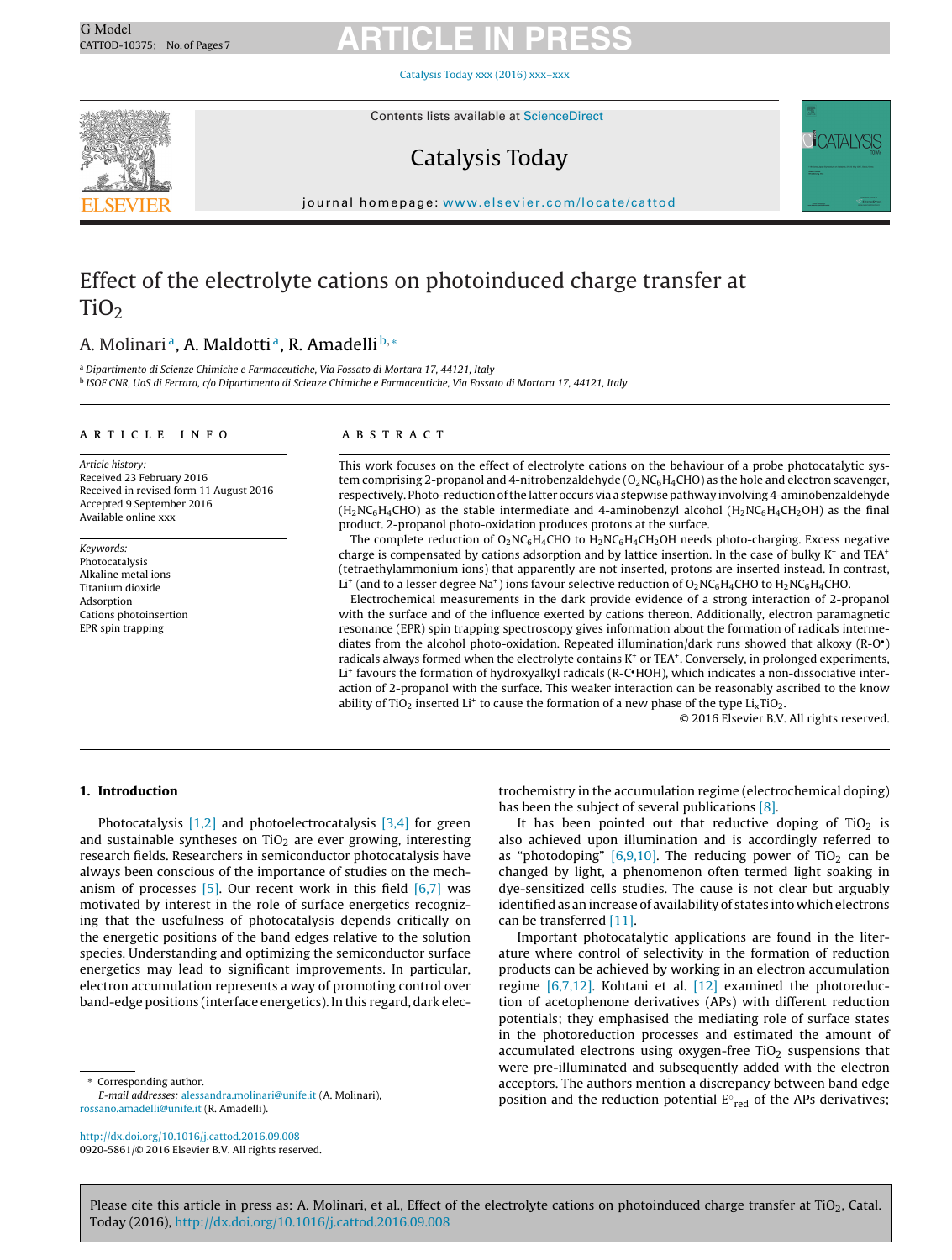# Effect of the electrolyte cations on photoinduced charge transfer at $TiO_2$

A. Molinari [a], A. Maldotti [a], R. Amadelli [b,*]

[a] Dipartimento di Scienze Chimiche e Farmaceutiche, Via Fossato di Mortara 17, 44121, Italy

[b] ISOF CNR, UoS di Ferrara, c/o Dipartimento di Scienze Chimiche e Farmaceutiche, Via Fossato di Mortara 17, 44121, Italy

## ARTICLE INFO

*Article history:*
Received 23 February 2016
Received in revised form 11 August 2016
Accepted 9 September 2016
Available online xxx

*Keywords:*
Photocatalysis
Alkaline metal ions
Titanium dioxide
Adsorption
Cations photoinsertion
EPR spin trapping

## ABSTRACT

This work focuses on the effect of electrolyte cations on the behaviour of a probe photocatalytic system comprising 2-propanol and 4-nitrobenzaldehyde ($O_2NC_6H_4CHO$) as the hole and electron scavenger, respectively. Photo-reduction of the latter occurs via a stepwise pathway involving 4-aminobenzaldehyde ($H_2NC_6H_4CHO$) as the stable intermediate and 4-aminobenzyl alcohol ($H_2NC_6H_4CH_2OH$) as the final product. 2-propanol photo-oxidation produces protons at the surface.

The complete reduction of $O_2NC_6H_4CHO$ to $H_2NC_6H_4CH_2OH$ needs photo-charging. Excess negative charge is compensated by cations adsorption and by lattice insertion. In the case of bulky $K^+$ and $TEA^+$ (tetraethylammonium ions) that apparently are not inserted, protons are inserted instead. In contrast, $Li^+$ (and to a lesser degree $Na^+$) ions favour selective reduction of $O_2NC_6H_4CHO$ to $H_2NC_6H_4CHO$.

Electrochemical measurements in the dark provide evidence of a strong interaction of 2-propanol with the surface and of the influence exerted by cations thereon. Additionally, electron paramagnetic resonance (EPR) spin trapping spectroscopy gives information about the formation of radicals intermediates from the alcohol photo-oxidation. Repeated illumination/dark runs showed that alkoxy (R-O•) radicals always formed when the electrolyte contains $K^+$ or $TEA^+$. Conversely, in prolonged experiments, $Li^+$ favours the formation of hydroxyalkyl radicals (R-C•HOH), which indicates a non-dissociative interaction of 2-propanol with the surface. This weaker interaction can be reasonably ascribed to the know ability of $TiO_2$ inserted $Li^+$ to cause the formation of a new phase of the type $Li_xTiO_2$.

© 2016 Elsevier B.V. All rights reserved.

## 1. Introduction

Photocatalysis [1,2] and photoelectrocatalysis [3,4] for green and sustainable syntheses on $TiO_2$ are ever growing, interesting research fields. Researchers in semiconductor photocatalysis have always been conscious of the importance of studies on the mechanism of processes [5]. Our recent work in this field [6,7] was motivated by interest in the role of surface energetics recognizing that the usefulness of photocatalysis depends critically on the energetic positions of the band edges relative to the solution species. Understanding and optimizing the semiconductor surface energetics may lead to significant improvements. In particular, electron accumulation represents a way of promoting control over band-edge positions (interface energetics). In this regard, dark electrochemistry in the accumulation regime (electrochemical doping) has been the subject of several publications [8].

It has been pointed out that reductive doping of $TiO_2$ is also achieved upon illumination and is accordingly referred to as "photodoping" [6,9,10]. The reducing power of $TiO_2$ can be changed by light, a phenomenon often termed light soaking in dye-sensitized cells studies. The cause is not clear but arguably identified as an increase of availability of states into which electrons can be transferred [11].

Important photocatalytic applications are found in the literature where control of selectivity in the formation of reduction products can be achieved by working in an electron accumulation regime [6,7,12]. Kohtani et al. [12] examined the photoreduction of acetophenone derivatives (APs) with different reduction potentials; they emphasised the mediating role of surface states in the photoreduction processes and estimated the amount of accumulated electrons using oxygen-free $TiO_2$ suspensions that were pre-illuminated and subsequently added with the electron acceptors. The authors mention a discrepancy between band edge position and the reduction potential $E^{\circ}_{red}$ of the APs derivatives;

* Corresponding author.
*E-mail addresses:* alessandra.molinari@unife.it (A. Molinari), rossano.amadelli@unife.it (R. Amadelli).

http://dx.doi.org/10.1016/j.cattod.2016.09.008
0920-5861/© 2016 Elsevier B.V. All rights reserved.

Please cite this article in press as: A. Molinari, et al., Effect of the electrolyte cations on photoinduced charge transfer at $TiO_2$, Catal. Today (2016), http://dx.doi.org/10.1016/j.cattod.2016.09.008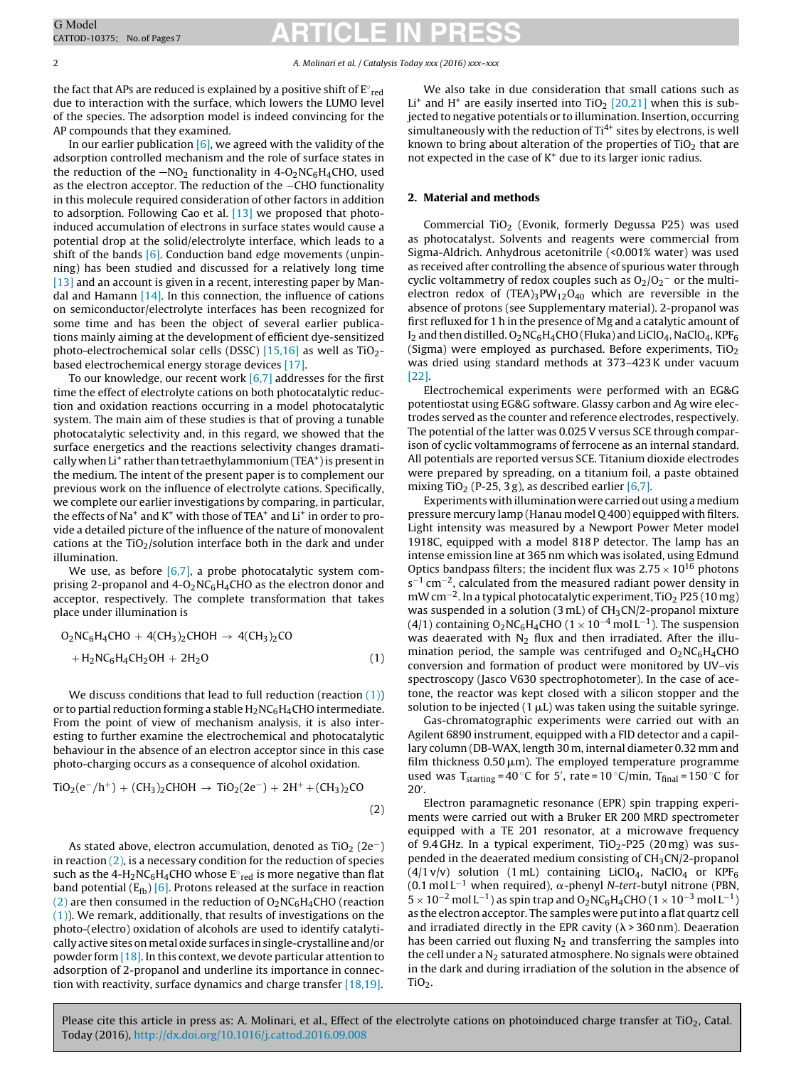the fact that APs are reduced is explained by a positive shift of $E^\circ_{red}$ due to interaction with the surface, which lowers the LUMO level of the species. The adsorption model is indeed convincing for the AP compounds that they examined.

In our earlier publication [6], we agreed with the validity of the adsorption controlled mechanism and the role of surface states in the reduction of the $-NO_2$ functionality in $4\text{-}O_2NC_6H_4CHO$, used as the electron acceptor. The reduction of the $-CHO$ functionality in this molecule required consideration of other factors in addition to adsorption. Following Cao et al. [13] we proposed that photoinduced accumulation of electrons in surface states would cause a potential drop at the solid/electrolyte interface, which leads to a shift of the bands [6]. Conduction band edge movements (unpinning) has been studied and discussed for a relatively long time [13] and an account is given in a recent, interesting paper by Mandal and Hamann [14]. In this connection, the influence of cations on semiconductor/electrolyte interfaces has been recognized for some time and has been the object of several earlier publications mainly aiming at the development of efficient dye-sensitized photo-electrochemical solar cells (DSSC) [15,16] as well as $TiO_2$-based electrochemical energy storage devices [17].

To our knowledge, our recent work [6,7] addresses for the first time the effect of electrolyte cations on both photocatalytic reduction and oxidation reactions occurring in a model photocatalytic system. The main aim of these studies is that of proving a tunable photocatalytic selectivity and, in this regard, we showed that the surface energetics and the reactions selectivity changes dramatically when $Li^+$ rather than tetraethylammonium ($TEA^+$) is present in the medium. The intent of the present paper is to complement our previous work on the influence of electrolyte cations. Specifically, we complete our earlier investigations by comparing, in particular, the effects of $Na^+$ and $K^+$ with those of $TEA^+$ and $Li^+$ in order to provide a detailed picture of the influence of the nature of monovalent cations at the $TiO_2$/solution interface both in the dark and under illumination.

We use, as before [6,7], a probe photocatalytic system comprising 2-propanol and $4\text{-}O_2NC_6H_4CHO$ as the electron donor and acceptor, respectively. The complete transformation that takes place under illumination is

$$O_2NC_6H_4CHO + 4(CH_3)_2CHOH \rightarrow 4(CH_3)_2CO + H_2NC_6H_4CH_2OH + 2H_2O \quad (1)$$

We discuss conditions that lead to full reduction (reaction (1)) or to partial reduction forming a stable $H_2NC_6H_4CHO$ intermediate. From the point of view of mechanism analysis, it is also interesting to further examine the electrochemical and photocatalytic behaviour in the absence of an electron acceptor since in this case photo-charging occurs as a consequence of alcohol oxidation.

$$TiO_2(e^-/h^+) + (CH_3)_2CHOH \rightarrow TiO_2(2e^-) + 2H^+ + (CH_3)_2CO \quad (2)$$

As stated above, electron accumulation, denoted as $TiO_2$ $(2e^-)$ in reaction (2), is a necessary condition for the reduction of species such as the $4\text{-}H_2NC_6H_4CHO$ whose $E^\circ_{red}$ is more negative than flat band potential ($E_{fb}$) [6]. Protons released at the surface in reaction (2) are then consumed in the reduction of $O_2NC_6H_4CHO$ (reaction (1)). We remark, additionally, that results of investigations on the photo-(electro) oxidation of alcohols are used to identify catalytically active sites on metal oxide surfaces in single-crystalline and/or powder form [18]. In this context, we devote particular attention to adsorption of 2-propanol and underline its importance in connection with reactivity, surface dynamics and charge transfer [18,19].

We also take in due consideration that small cations such as $Li^+$ and $H^+$ are easily inserted into $TiO_2$ [20,21] when this is subjected to negative potentials or to illumination. Insertion, occurring simultaneously with the reduction of $Ti^{4+}$ sites by electrons, is well known to bring about alteration of the properties of $TiO_2$ that are not expected in the case of $K^+$ due to its larger ionic radius.

## 2. Material and methods

Commercial $TiO_2$ (Evonik, formerly Degussa P25) was used as photocatalyst. Solvents and reagents were commercial from Sigma-Aldrich. Anhydrous acetonitrile (<0.001% water) was used as received after controlling the absence of spurious water through cyclic voltammetry of redox couples such as $O_2/O_2^-$ or the multi-electron redox of $(TEA)_3PW_{12}O_{40}$ which are reversible in the absence of protons (see Supplementary material). 2-propanol was first refluxed for 1 h in the presence of Mg and a catalytic amount of $I_2$ and then distilled. $O_2NC_6H_4CHO$ (Fluka) and $LiClO_4$, $NaClO_4$, $KPF_6$ (Sigma) were employed as purchased. Before experiments, $TiO_2$ was dried using standard methods at 373–423 K under vacuum [22].

Electrochemical experiments were performed with an EG&G potentiostat using EG&G software. Glassy carbon and Ag wire electrodes served as the counter and reference electrodes, respectively. The potential of the latter was 0.025 V versus SCE through comparison of cyclic voltammograms of ferrocene as an internal standard. All potentials are reported versus SCE. Titanium dioxide electrodes were prepared by spreading, on a titanium foil, a paste obtained mixing $TiO_2$ (P-25, 3 g), as described earlier [6,7].

Experiments with illumination were carried out using a medium pressure mercury lamp (Hanau model Q 400) equipped with filters. Light intensity was measured by a Newport Power Meter model 1918C, equipped with a model 818 P detector. The lamp has an intense emission line at 365 nm which was isolated, using Edmund Optics bandpass filters; the incident flux was $2.75 \times 10^{16}$ photons $s^{-1}$ $cm^{-2}$, calculated from the measured radiant power density in mW $cm^{-2}$. In a typical photocatalytic experiment, $TiO_2$ P25 (10 mg) was suspended in a solution (3 mL) of $CH_3CN$/2-propanol mixture (4/1) containing $O_2NC_6H_4CHO$ ($1 \times 10^{-4}$ mol $L^{-1}$). The suspension was deaerated with $N_2$ flux and then irradiated. After the illumination period, the sample was centrifuged and $O_2NC_6H_4CHO$ conversion and formation of product were monitored by UV–vis spectroscopy (Jasco V630 spectrophotometer). In the case of acetone, the reactor was kept closed with a silicon stopper and the solution to be injected (1 μL) was taken using the suitable syringe.

Gas-chromatographic experiments were carried out with an Agilent 6890 instrument, equipped with a FID detector and a capillary column (DB-WAX, length 30 m, internal diameter 0.32 mm and film thickness 0.50 μm). The employed temperature programme used was $T_{starting}$ = 40 °C for 5′, rate = 10 °C/min, $T_{final}$ = 150 °C for 20′.

Electron paramagnetic resonance (EPR) spin trapping experiments were carried out with a Bruker ER 200 MRD spectrometer equipped with a TE 201 resonator, at a microwave frequency of 9.4 GHz. In a typical experiment, $TiO_2$-P25 (20 mg) was suspended in the deaerated medium consisting of $CH_3CN$/2-propanol (4/1 v/v) solution (1 mL) containing $LiClO_4$, $NaClO_4$ or $KPF_6$ (0.1 mol $L^{-1}$ when required), α-phenyl *N-tert*-butyl nitrone (PBN, $5 \times 10^{-2}$ mol $L^{-1}$) as spin trap and $O_2NC_6H_4CHO$ ($1 \times 10^{-3}$ mol $L^{-1}$) as the electron acceptor. The samples were put into a flat quartz cell and irradiated directly in the EPR cavity (λ > 360 nm). Deaeration has been carried out fluxing $N_2$ and transferring the samples into the cell under a $N_2$ saturated atmosphere. No signals were obtained in the dark and during irradiation of the solution in the absence of $TiO_2$.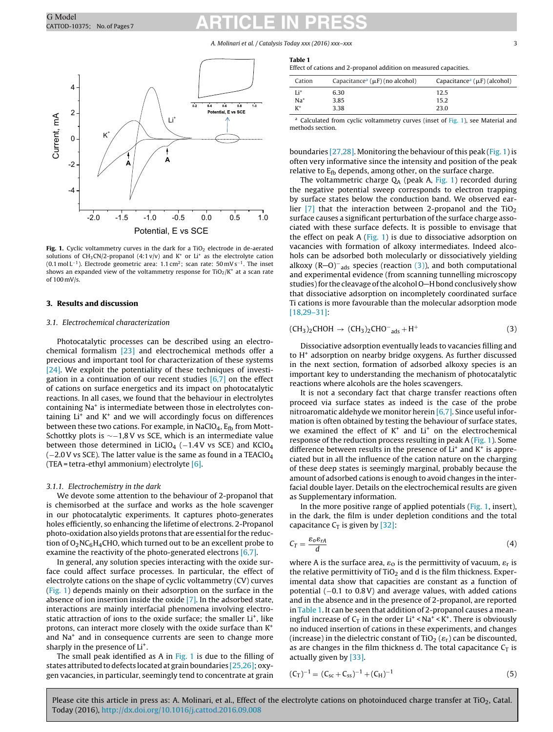**Fig. 1.** Cyclic voltammetry curves in the dark for a $TiO_2$ electrode in de-aerated solutions of $CH_3CN$/2-propanol (4:1 v/v) and $K^+$ or $Li^+$ as the electrolyte cation (0.1 mol $L^{-1}$). Electrode geometric area: 1.1 $cm^2$; scan rate: 50 mV $s^{-1}$. The inset shows an expanded view of the voltammetry response for $TiO_2/K^+$ at a scan rate of 100 mV/s.

**Table 1**
Effect of cations and 2-propanol addition on measured capacities.

| Cation | Capacitance[a] (μF) (no alcohol) | Capacitance[a] (μF) (alcohol) |
|---|---|---|
| $Li^+$ | 6.30 | 12.5 |
| $Na^+$ | 3.85 | 15.2 |
| $K^+$ | 3.38 | 23.0 |

[a] Calculated from cyclic voltammetry curves (inset of Fig. 1), see Material and methods section.

## 3. Results and discussion

### 3.1. Electrochemical characterization

Photocatalytic processes can be described using an electrochemical formalism [23] and electrochemical methods offer a precious and important tool for characterization of these systems [24]. We exploit the potentiality of these techniques of investigation in a continuation of our recent studies [6,7] on the effect of cations on surface energetics and its impact on photocatalytic reactions. In all cases, we found that the behaviour in electrolytes containing $Na^+$ is intermediate between those in electrolytes containing $Li^+$ and $K^+$ and we will accordingly focus on differences between these two cations. For example, in $NaClO_4$, $E_{fb}$ from Mott-Schottky plots is ∼−1,8 V vs SCE, which is an intermediate value between those determined in $LiClO_4$ (−1.4 V vs SCE) and $KClO_4$ (−2.0 V vs SCE). The latter value is the same as found in a $TEAClO_4$ (TEA = tetra-ethyl ammonium) electrolyte [6].

#### 3.1.1. Electrochemistry in the dark

We devote some attention to the behaviour of 2-propanol that is chemisorbed at the surface and works as the hole scavenger in our photocatalytic experiments. It captures photo-generates holes efficiently, so enhancing the lifetime of electrons. 2-Propanol photo-oxidation also yields protons that are essential for the reduction of $O_2NC_6H_4CHO$, which turned out to be an excellent probe to examine the reactivity of the photo-generated electrons [6,7].

In general, any solution species interacting with the oxide surface could affect surface processes. In particular, the effect of electrolyte cations on the shape of cyclic voltammetry (CV) curves (Fig. 1) depends mainly on their adsorption on the surface in the absence of ion insertion inside the oxide [7]. In the adsorbed state, interactions are mainly interfacial phenomena involving electrostatic attraction of ions to the oxide surface; the smaller $Li^+$, like protons, can interact more closely with the oxide surface than $K^+$ and $Na^+$ and in consequence currents are seen to change more sharply in the presence of $Li^+$.

The small peak identified as A in Fig. 1 is due to the filling of states attributed to defects located at grain boundaries [25,26]; oxygen vacancies, in particular, seemingly tend to concentrate at grain boundaries [27,28]. Monitoring the behaviour of this peak (Fig. 1) is often very informative since the intensity and position of the peak relative to $E_{fb}$ depends, among other, on the surface charge.

The voltammetric charge $Q_A$ (peak A, Fig. 1) recorded during the negative potential sweep corresponds to electron trapping by surface states below the conduction band. We observed earlier [7] that the interaction between 2-propanol and the $TiO_2$ surface causes a significant perturbation of the surface charge associated with these surface defects. It is possible to envisage that the effect on peak A (Fig. 1) is due to dissociative adsorption on vacancies with formation of alkoxy intermediates. Indeed alcohols can be absorbed both molecularly or dissociatively yielding alkoxy $(R—O)^-_{ads}$ species (reaction (3)), and both computational and experimental evidence (from scanning tunnelling microscopy studies) for the cleavage of the alcohol O—H bond conclusively show that dissociative adsorption on incompletely coordinated surface Ti cations is more favourable than the molecular adsorption mode [18,29–31]:

$$(CH_3)_2CHOH \rightarrow (CH_3)_2CHO^-_{ads} + H^+ \quad (3)$$

Dissociative adsorption eventually leads to vacancies filling and to $H^+$ adsorption on nearby bridge oxygens. As further discussed in the next section, formation of adsorbed alkoxy species is an important key to understanding the mechanism of photocatalytic reactions where alcohols are the holes scavengers.

It is not a secondary fact that charge transfer reactions often proceed via surface states as indeed is the case of the probe nitroaromatic aldehyde we monitor herein [6,7]. Since useful information is often obtained by testing the behaviour of surface states, we examined the effect of $K^+$ and $Li^+$ on the electrochemical response of the reduction process resulting in peak A (Fig. 1). Some difference between results in the presence of $Li^+$ and $K^+$ is appreciated but in all the influence of the cation nature on the charging of these deep states is seemingly marginal, probably because the amount of adsorbed cations is enough to avoid changes in the interfacial double layer. Details on the electrochemical results are given as Supplementary information.

In the more positive range of applied potentials (Fig. 1, insert), in the dark, the film is under depletion conditions and the total capacitance $C_T$ is given by [32]:

$$C_T = \frac{\varepsilon_o \varepsilon_r A}{d} \quad (4)$$

where A is the surface area, $\varepsilon_o$ is the permittivity of vacuum, $\varepsilon_r$ is the relative permittivity of $TiO_2$ and d is the film thickness. Experimental data show that capacities are constant as a function of potential (−0.1 to 0.8 V) and average values, with added cations and in the absence and in the presence of 2-propanol, are reported in Table 1. It can be seen that addition of 2-propanol causes a meaningful increase of $C_T$ in the order $Li^+ < Na^+ < K^+$. There is obviously no induced insertion of cations in these experiments, and changes (increase) in the dielectric constant of $TiO_2$ ($\varepsilon_r$) can be discounted, as are changes in the film thickness d. The total capacitance $C_T$ is actually given by [33].

$$(C_T)^{-1} = (C_{sc} + C_{ss})^{-1} + (C_H)^{-1} \quad (5)$$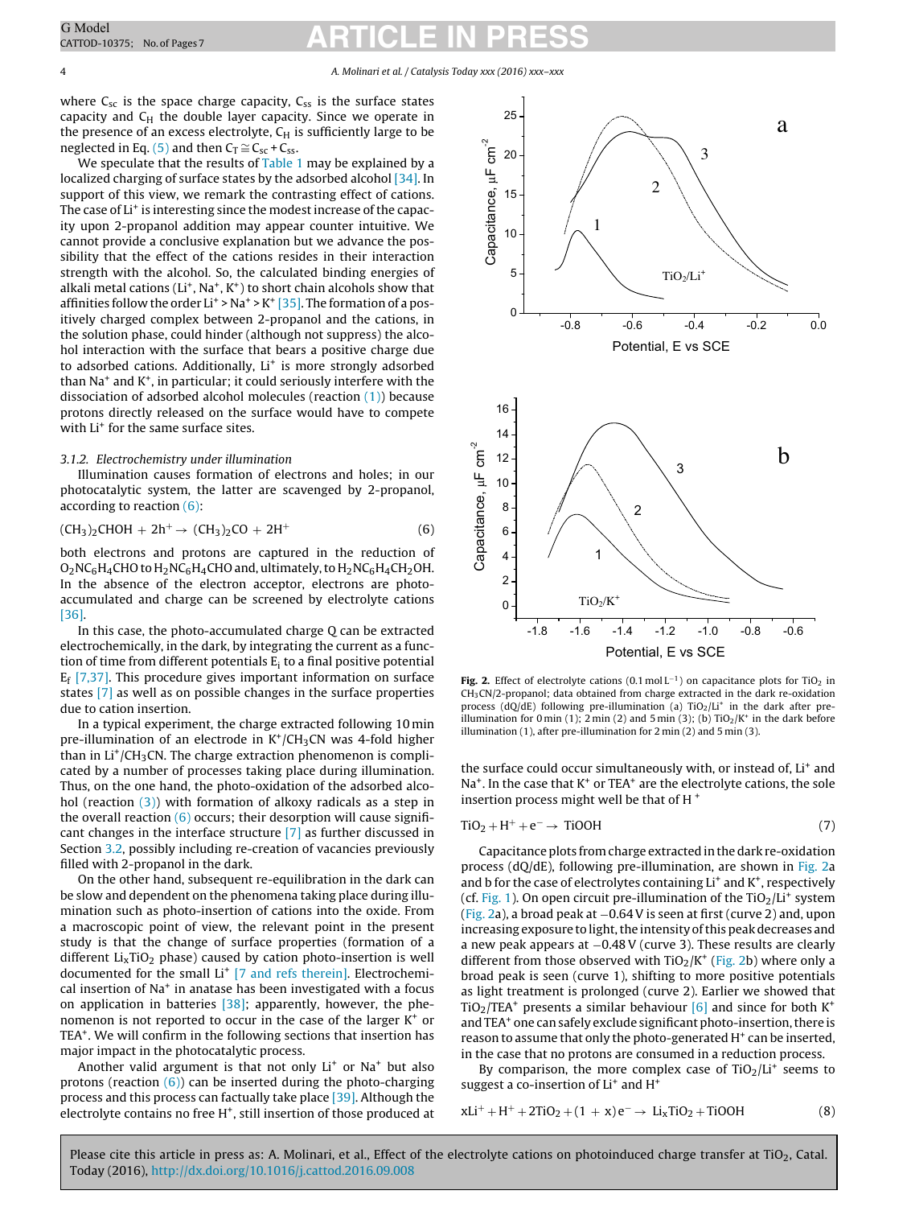where $C_{sc}$ is the space charge capacity, $C_{ss}$ is the surface states capacity and $C_H$ the double layer capacity. Since we operate in the presence of an excess electrolyte, $C_H$ is sufficiently large to be neglected in Eq. (5) and then $C_T \cong C_{sc} + C_{ss}$.

We speculate that the results of Table 1 may be explained by a localized charging of surface states by the adsorbed alcohol [34]. In support of this view, we remark the contrasting effect of cations. The case of $Li^+$ is interesting since the modest increase of the capacity upon 2-propanol addition may appear counter intuitive. We cannot provide a conclusive explanation but we advance the possibility that the effect of the cations resides in their interaction strength with the alcohol. So, the calculated binding energies of alkali metal cations ($Li^+$, $Na^+$, $K^+$) to short chain alcohols show that affinities follow the order $Li^+ > Na^+ > K^+$ [35]. The formation of a positively charged complex between 2-propanol and the cations, in the solution phase, could hinder (although not suppress) the alcohol interaction with the surface that bears a positive charge due to adsorbed cations. Additionally, $Li^+$ is more strongly adsorbed than $Na^+$ and $K^+$, in particular; it could seriously interfere with the dissociation of adsorbed alcohol molecules (reaction (1)) because protons directly released on the surface would have to compete with $Li^+$ for the same surface sites.

### 3.1.2. Electrochemistry under illumination

Illumination causes formation of electrons and holes; in our photocatalytic system, the latter are scavenged by 2-propanol, according to reaction (6):

$$(CH_3)_2CHOH + 2h^+ \rightarrow (CH_3)_2CO + 2H^+ \quad (6)$$

both electrons and protons are captured in the reduction of $O_2NC_6H_4CHO$ to $H_2NC_6H_4CHO$ and, ultimately, to $H_2NC_6H_4CH_2OH$. In the absence of the electron acceptor, electrons are photoaccumulated and charge can be screened by electrolyte cations [36].

In this case, the photo-accumulated charge Q can be extracted electrochemically, in the dark, by integrating the current as a function of time from different potentials $E_i$ to a final positive potential $E_f$ [7,37]. This procedure gives important information on surface states [7] as well as on possible changes in the surface properties due to cation insertion.

In a typical experiment, the charge extracted following 10 min pre-illumination of an electrode in $K^+/CH_3CN$ was 4-fold higher than in $Li^+/CH_3CN$. The charge extraction phenomenon is complicated by a number of processes taking place during illumination. Thus, on the one hand, the photo-oxidation of the adsorbed alcohol (reaction (3)) with formation of alkoxy radicals as a step in the overall reaction (6) occurs; their desorption will cause significant changes in the interface structure [7] as further discussed in Section 3.2, possibly including re-creation of vacancies previously filled with 2-propanol in the dark.

On the other hand, subsequent re-equilibration in the dark can be slow and dependent on the phenomena taking place during illumination such as photo-insertion of cations into the oxide. From a macroscopic point of view, the relevant point in the present study is that the change of surface properties (formation of a different $Li_xTiO_2$ phase) caused by cation photo-insertion is well documented for the small $Li^+$ [7 and refs therein]. Electrochemical insertion of $Na^+$ in anatase has been investigated with a focus on application in batteries [38]; apparently, however, the phenomenon is not reported to occur in the case of the larger $K^+$ or $TEA^+$. We will confirm in the following sections that insertion has major impact in the photocatalytic process.

Another valid argument is that not only $Li^+$ or $Na^+$ but also protons (reaction (6)) can be inserted during the photo-charging process and this process can factually take place [39]. Although the electrolyte contains no free $H^+$, still insertion of those produced at the surface could occur simultaneously with, or instead of, $Li^+$ and $Na^+$. In the case that $K^+$ or $TEA^+$ are the electrolyte cations, the sole insertion process might well be that of $H^+$

$$TiO_2 + H^+ + e^- \rightarrow TiOOH \quad (7)$$

Capacitance plots from charge extracted in the dark re-oxidation process (dQ/dE), following pre-illumination, are shown in Fig. 2a and b for the case of electrolytes containing $Li^+$ and $K^+$, respectively (cf. Fig. 1). On open circuit pre-illumination of the $TiO_2/Li^+$ system (Fig. 2a), a broad peak at −0.64 V is seen at first (curve 2) and, upon increasing exposure to light, the intensity of this peak decreases and a new peak appears at −0.48 V (curve 3). These results are clearly different from those observed with $TiO_2/K^+$ (Fig. 2b) where only a broad peak is seen (curve 1), shifting to more positive potentials as light treatment is prolonged (curve 2). Earlier we showed that $TiO_2/TEA^+$ presents a similar behaviour [6] and since for both $K^+$ and $TEA^+$ one can safely exclude significant photo-insertion, there is reason to assume that only the photo-generated $H^+$ can be inserted, in the case that no protons are consumed in a reduction process.

By comparison, the more complex case of $TiO_2/Li^+$ seems to suggest a co-insertion of $Li^+$ and $H^+$

$$xLi^+ + H^+ + 2TiO_2 + (1 + x)e^- \rightarrow Li_xTiO_2 + TiOOH \quad (8)$$

**Fig. 2.** Effect of electrolyte cations (0.1 mol L$^{-1}$) on capacitance plots for $TiO_2$ in $CH_3CN$/2-propanol; data obtained from charge extracted in the dark re-oxidation process (dQ/dE) following pre-illumination (a) $TiO_2/Li^+$ in the dark after pre-illumination for 0 min (1); 2 min (2) and 5 min (3); (b) $TiO_2/K^+$ in the dark before illumination (1), after pre-illumination for 2 min (2) and 5 min (3).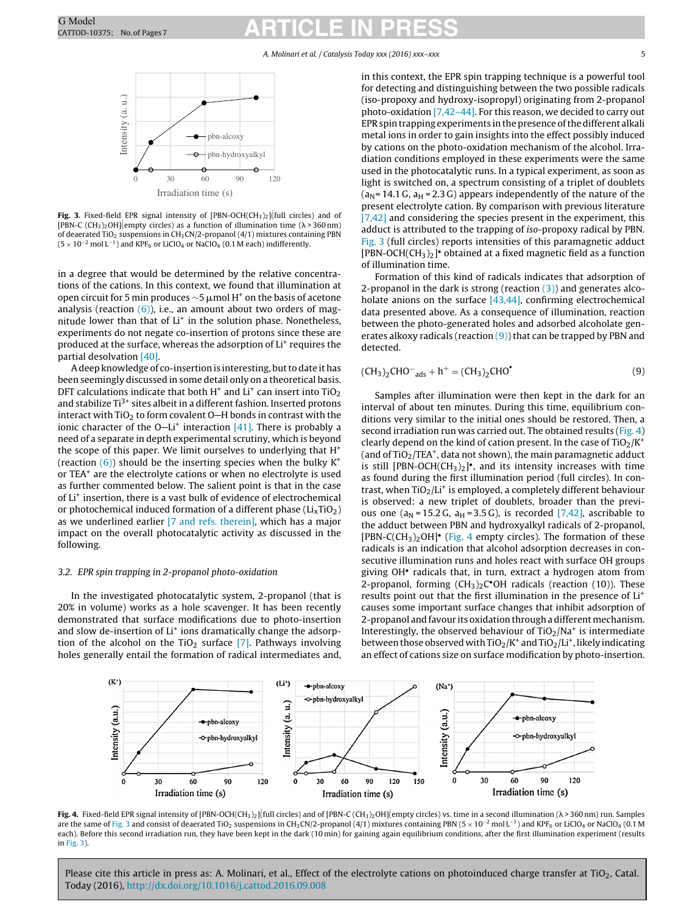**Fig. 3.** Fixed-field EPR signal intensity of [PBN-OCH(CH$_3$)$_2$]$^•$ (full circles) and of [PBN-C (CH$_3$)$_2$OH]$^•$ (empty circles) as a function of illumination time (λ > 360 nm) of deaerated $TiO_2$ suspensions in $CH_3CN$/2-propanol (4/1) mixtures containing PBN ($5 \times 10^{-2}$ mol L$^{-1}$) and $KPF_6$ or $LiClO_4$ or $NaClO_4$ (0.1 M each) indifferently.

in a degree that would be determined by the relative concentrations of the cations. In this context, we found that illumination at open circuit for 5 min produces ~5 μmol $H^+$ on the basis of acetone analysis (reaction (6)), i.e., an amount about two orders of magnitude lower than that of $Li^+$ in the solution phase. Nonetheless, experiments do not negate co-insertion of protons since these are produced at the surface, whereas the adsorption of $Li^+$ requires the partial desolvation [40].

A deep knowledge of co-insertion is interesting, but to date it has been seemingly discussed in some detail only on a theoretical basis. DFT calculations indicate that both $H^+$ and $Li^+$ can insert into $TiO_2$ and stabilize $Ti^{3+}$ sites albeit in a different fashion. Inserted protons interact with $TiO_2$ to form covalent O—H bonds in contrast with the ionic character of the O—$Li^+$ interaction [41]. There is probably a need of a separate in depth experimental scrutiny, which is beyond the scope of this paper. We limit ourselves to underlying that $H^+$ (reaction (6)) should be the inserting species when the bulky $K^+$ or $TEA^+$ are the electrolyte cations or when no electrolyte is used as further commented below. The salient point is that in the case of $Li^+$ insertion, there is a vast bulk of evidence of electrochemical or photochemical induced formation of a different phase ($Li_xTiO_2$) as we underlined earlier [7 and refs. therein], which has a major impact on the overall photocatalytic activity as discussed in the following.

### 3.2. EPR spin trapping in 2-propanol photo-oxidation

In the investigated photocatalytic system, 2-propanol (that is 20% in volume) works as a hole scavenger. It has been recently demonstrated that surface modifications due to photo-insertion and slow de-insertion of $Li^+$ ions dramatically change the adsorption of the alcohol on the $TiO_2$ surface [7]. Pathways involving holes generally entail the formation of radical intermediates and, in this context, the EPR spin trapping technique is a powerful tool for detecting and distinguishing between the two possible radicals (iso-propoxy and hydroxy-isopropyl) originating from 2-propanol photo-oxidation [7,42–44]. For this reason, we decided to carry out EPR spin trapping experiments in the presence of the different alkali metal ions in order to gain insights into the effect possibly induced by cations on the photo-oxidation mechanism of the alcohol. Irradiation conditions employed in these experiments were the same used in the photocatalytic runs. In a typical experiment, as soon as light is switched on, a spectrum consisting of a triplet of doublets ($a_N$ = 14.1 G, $a_H$ = 2.3 G) appears independently of the nature of the present electrolyte cation. By comparison with previous literature [7,42] and considering the species present in the experiment, this adduct is attributed to the trapping of *iso*-propoxy radical by PBN. Fig. 3 (full circles) reports intensities of this paramagnetic adduct [PBN-OCH(CH$_3$)$_2$]$^•$ obtained at a fixed magnetic field as a function of illumination time.

Formation of this kind of radicals indicates that adsorption of 2-propanol in the dark is strong (reaction (3)) and generates alcoholate anions on the surface [43,44], confirming electrochemical data presented above. As a consequence of illumination, reaction between the photo-generated holes and adsorbed alcoholate generates alkoxy radicals (reaction (9)) that can be trapped by PBN and detected.

$$(CH_3)_2CHO^-{}_{ads} + h^+ = (CH_3)_2CHO^• \tag{9}$$

Samples after illumination were then kept in the dark for an interval of about ten minutes. During this time, equilibrium conditions very similar to the initial ones should be restored. Then, a second irradiation run was carried out. The obtained results (Fig. 4) clearly depend on the kind of cation present. In the case of $TiO_2/K^+$ (and of $TiO_2/TEA^+$, data not shown), the main paramagnetic adduct is still [PBN-OCH(CH$_3$)$_2$]$^•$, and its intensity increases with time as found during the first illumination period (full circles). In contrast, when $TiO_2/Li^+$ is employed, a completely different behaviour is observed: a new triplet of doublets, broader than the previous one ($a_N$ = 15.2 G, $a_H$ = 3.5 G), is recorded [7,42], ascribable to the adduct between PBN and hydroxyalkyl radicals of 2-propanol, [PBN-C(CH$_3$)$_2$OH]$^•$ (Fig. 4 empty circles). The formation of these radicals is an indication that alcohol adsorption decreases in consecutive illumination runs and holes react with surface OH groups giving OH$^•$ radicals that, in turn, extract a hydrogen atom from 2-propanol, forming (CH$_3$)$_2$C$^•$OH radicals (reaction (10)). These results point out that the first illumination in the presence of $Li^+$ causes some important surface changes that inhibit adsorption of 2-propanol and favour its oxidation through a different mechanism. Interestingly, the observed behaviour of $TiO_2/Na^+$ is intermediate between those observed with $TiO_2/K^+$ and $TiO_2/Li^+$, likely indicating an effect of cations size on surface modification by photo-insertion.

**Fig. 4.** Fixed-field EPR signal intensity of [PBN-OCH(CH$_3$)$_2$]$^•$ (full circles) and of [PBN-C (CH$_3$)$_2$OH]$^•$ (empty circles) vs. time in a second illumination (λ > 360 nm) run. Samples are the same of Fig. 3 and consist of deaerated $TiO_2$ suspensions in $CH_3CN$/2-propanol (4/1) mixtures containing PBN ($5 \times 10^{-2}$ mol L$^{-1}$) and $KPF_6$ or $LiClO_4$ or $NaClO_4$ (0.1 M each). Before this second irradiation run, they have been kept in the dark (10 min) for gaining again equilibrium conditions, after the first illumination experiment (results in Fig. 3).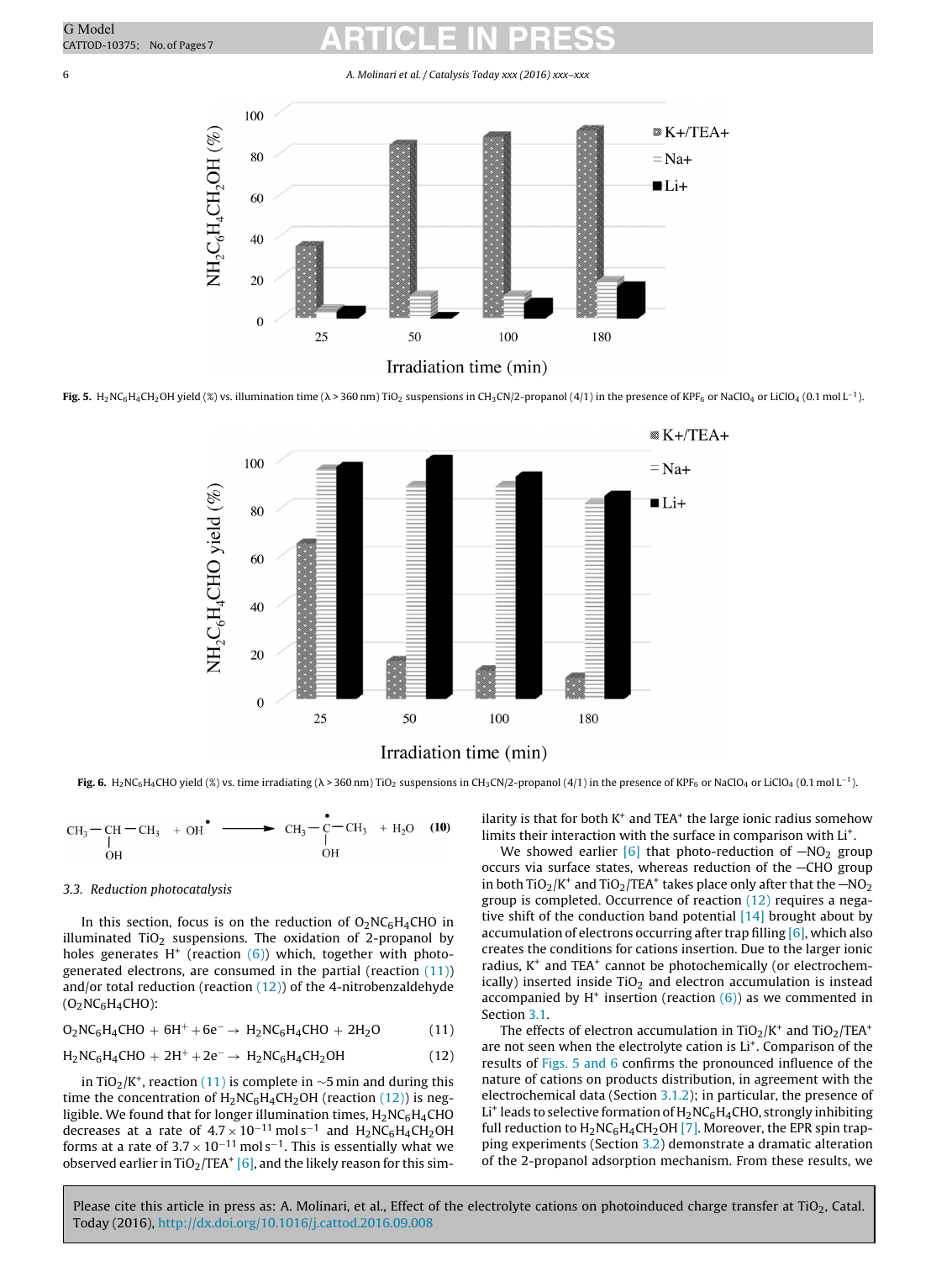Fig. 5. $H_2NC_6H_4CH_2OH$ yield (%) vs. illumination time (λ > 360 nm) $TiO_2$ suspensions in $CH_3CN$/2-propanol (4/1) in the presence of $KPF_6$ or $NaClO_4$ or $LiClO_4$ (0.1 mol $L^{-1}$).

Fig. 6. $H_2NC_6H_4CHO$ yield (%) vs. time irradiating (λ > 360 nm) $TiO_2$ suspensions in $CH_3CN$/2-propanol (4/1) in the presence of $KPF_6$ or $NaClO_4$ or $LiClO_4$ (0.1 mol $L^{-1}$).

$$CH_3-CH(OH)-CH_3 + OH^{\bullet} \longrightarrow CH_3-\dot{C}(OH)-CH_3 + H_2O \quad (10)$$

### 3.3. Reduction photocatalysis

In this section, focus is on the reduction of $O_2NC_6H_4CHO$ in illuminated $TiO_2$ suspensions. The oxidation of 2-propanol by holes generates $H^+$ (reaction (6)) which, together with photogenerated electrons, are consumed in the partial (reaction (11)) and/or total reduction (reaction (12)) of the 4-nitrobenzaldehyde ($O_2NC_6H_4CHO$):

$$O_2NC_6H_4CHO + 6H^+ + 6e^- \rightarrow H_2NC_6H_4CHO + 2H_2O \quad (11)$$

$$H_2NC_6H_4CHO + 2H^+ + 2e^- \rightarrow H_2NC_6H_4CH_2OH \quad (12)$$

in $TiO_2/K^+$, reaction (11) is complete in ~5 min and during this time the concentration of $H_2NC_6H_4CH_2OH$ (reaction (12)) is negligible. We found that for longer illumination times, $H_2NC_6H_4CHO$ decreases at a rate of $4.7 \times 10^{-11}$ mol $s^{-1}$ and $H_2NC_6H_4CH_2OH$ forms at a rate of $3.7 \times 10^{-11}$ mol $s^{-1}$. This is essentially what we observed earlier in $TiO_2/TEA^+$ [6], and the likely reason for this similarity is that for both $K^+$ and $TEA^+$ the large ionic radius somehow limits their interaction with the surface in comparison with $Li^+$.

We showed earlier [6] that photo-reduction of $-NO_2$ group occurs via surface states, whereas reduction of the $-CHO$ group in both $TiO_2/K^+$ and $TiO_2/TEA^+$ takes place only after that the $-NO_2$ group is completed. Occurrence of reaction (12) requires a negative shift of the conduction band potential [14] brought about by accumulation of electrons occurring after trap filling [6], which also creates the conditions for cations insertion. Due to the larger ionic radius, $K^+$ and $TEA^+$ cannot be photochemically (or electrochemically) inserted inside $TiO_2$ and electron accumulation is instead accompanied by $H^+$ insertion (reaction (6)) as we commented in Section 3.1.

The effects of electron accumulation in $TiO_2/K^+$ and $TiO_2/TEA^+$ are not seen when the electrolyte cation is $Li^+$. Comparison of the results of Figs. 5 and 6 confirms the pronounced influence of the nature of cations on products distribution, in agreement with the electrochemical data (Section 3.1.2); in particular, the presence of $Li^+$ leads to selective formation of $H_2NC_6H_4CHO$, strongly inhibiting full reduction to $H_2NC_6H_4CH_2OH$ [7]. Moreover, the EPR spin trapping experiments (Section 3.2) demonstrate a dramatic alteration of the 2-propanol adsorption mechanism. From these results, we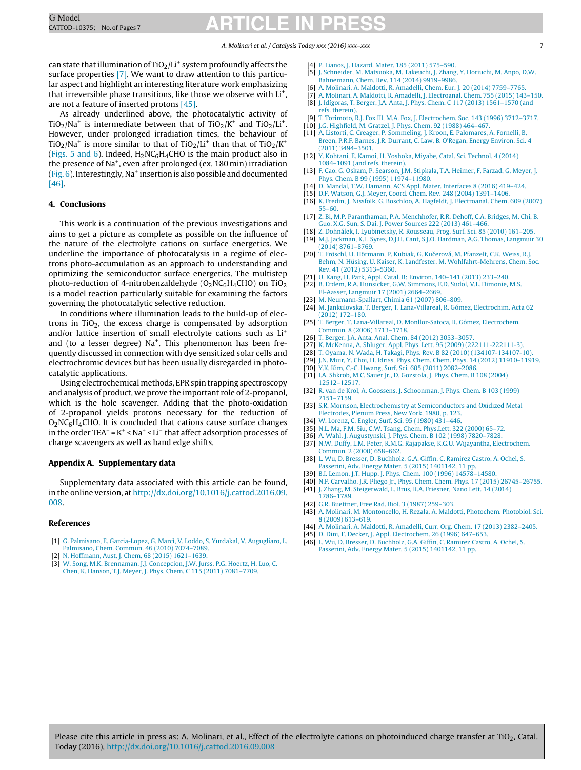can state that illumination of $TiO_2/Li^+$ system profoundly affects the surface properties [7]. We want to draw attention to this particular aspect and highlight an interesting literature work emphasizing that irreversible phase transitions, like those we observe with $Li^+$, are not a feature of inserted protons [45].

As already underlined above, the photocatalytic activity of $TiO_2/Na^+$ is intermediate between that of $TiO_2/K^+$ and $TiO_2/Li^+$. However, under prolonged irradiation times, the behaviour of $TiO_2/Na^+$ is more similar to that of $TiO_2/Li^+$ than that of $TiO_2/K^+$ (Figs. 5 and 6). Indeed, $H_2NC_6H_4CHO$ is the main product also in the presence of $Na^+$, even after prolonged (ex. 180 min) irradiation (Fig. 6). Interestingly, $Na^+$ insertion is also possible and documented [46].

## 4. Conclusions

This work is a continuation of the previous investigations and aims to get a picture as complete as possible on the influence of the nature of the electrolyte cations on surface energetics. We underline the importance of photocatalysis in a regime of electrons photo-accumulation as an approach to understanding and optimizing the semiconductor surface energetics. The multistep photo-reduction of 4-nitrobenzaldehyde ($O_2NC_6H_4CHO$) on $TiO_2$ is a model reaction particularly suitable for examining the factors governing the photocatalytic selective reduction.

In conditions where illumination leads to the build-up of electrons in $TiO_2$, the excess charge is compensated by adsorption and/or lattice insertion of small electrolyte cations such as $Li^+$ and (to a lesser degree) $Na^+$. This phenomenon has been frequently discussed in connection with dye sensitized solar cells and electrochromic devices but has been usually disregarded in photocatalytic applications.

Using electrochemical methods, EPR spin trapping spectroscopy and analysis of product, we prove the important role of 2-propanol, which is the hole scavenger. Adding that the photo-oxidation of 2-propanol yields protons necessary for the reduction of $O_2NC_6H_4CHO$. It is concluded that cations cause surface changes in the order $TEA^+ = K^+ < Na^+ < Li^+$ that affect adsorption processes of charge scavengers as well as band edge shifts.

## Appendix A. Supplementary data

Supplementary data associated with this article can be found, in the online version, at http://dx.doi.org/10.1016/j.cattod.2016.09.008.

## References

[1] G. Palmisano, E. Garcìa-Lopez, G. Marcì, V. Loddo, S. Yurdakal, V. Augugliaro, L. Palmisano, Chem. Commun. 46 (2010) 7074–7089.
[2] N. Hoffmann, Aust. J. Chem. 68 (2015) 1621–1639.
[3] W. Song, M.K. Brennaman, J.J. Concepcion, J.W. Jurss, P.G. Hoertz, H. Luo, C. Chen, K. Hanson, T.J. Meyer, J. Phys. Chem. C 115 (2011) 7081–7709.
[4] P. Lianos, J. Hazard. Mater. 185 (2011) 575–590.
[5] J. Schneider, M. Matsuoka, M. Takeuchi, J. Zhang, Y. Horiuchi, M. Anpo, D.W. Bahnemann, Chem. Rev. 114 (2014) 9919–9986.
[6] A. Molinari, A. Maldotti, R. Amadelli, Chem. Eur. J. 20 (2014) 7759–7765.
[7] A. Molinari, A. Maldotti, R. Amadelli, J. Electroanal. Chem. 755 (2015) 143–150.
[8] J. Idígoras, T. Berger, J.A. Anta, J. Phys. Chem. C 117 (2013) 1561–1570 (and refs. therein).
[9] T. Torimoto, R.J. Fox III, M.A. Fox, J. Electrochem. Soc. 143 (1996) 3712–3717.
[10] J.G. Highfield, M. Gratzel, J. Phys. Chem. 92 (1988) 464–467.
[11] A. Listorti, C. Creager, P. Sommeling, J. Kroon, E. Palomares, A. Fornelli, B. Breen, P.R.F. Barnes, J.R. Durrant, C. Law, B. O'Regan, Energy Environ. Sci. 4 (2011) 3494–3501.
[12] Y. Kohtani, E. Kamoi, H. Yoshoka, Miyabe, Catal. Sci. Technol. 4 (2014) 1084–1091 (and refs. therein).
[13] F. Cao, G. Oskam, P. Searson, J.M. Stipkala, T.A. Heimer, F. Farzad, G. Meyer, J. Phys. Chem. B 99 (1995) 11974–11980.
[14] D. Mandal, T.W. Hamann, ACS Appl. Mater. Interfaces 8 (2016) 419–424.
[15] D.F. Watson, G.J. Meyer, Coord. Chem. Rev. 248 (2004) 1391–1406.
[16] K. Fredin, J. Nissfolk, G. Boschloo, A. Hagfeldt, J. Electroanal. Chem. 609 (2007) 55–60.
[17] Z. Bi, M.P. Paranthaman, P.A. Menchhofer, R.R. Dehoff, C.A. Bridges, M. Chi, B. Guo, X.G. Sun, S. Dai, J. Power Sources 222 (2013) 461–466.
[18] Z. Dohnálek, I. Lyubinetsky, R. Rousseau, Prog. Surf. Sci. 85 (2010) 161–205.
[19] M.J. Jackman, K.L. Syres, D.J.H. Cant, S.J.O. Hardman, A.G. Thomas, Langmuir 30 (2014) 8761–8769.
[20] T. Fröschl, U. Hörmann, P. Kubiak, G. Kučerová, M. Pfanzelt, C.K. Weiss, R.J. Behm, N. Hüsing, U. Kaiser, K. Landfester, M. Wohlfahrt-Mehrens, Chem. Soc. Rev. 41 (2012) 5313–5360.
[21] U. Kang, H. Park, Appl. Catal. B: Environ. 140–141 (2013) 233–240.
[22] B. Erdem, R.A. Hunsicker, G.W. Simmons, E.D. Sudol, V.L. Dimonie, M.S. El-Aasser, Langmuir 17 (2001) 2664–2669.
[23] M. Neumann-Spallart, Chimia 61 (2007) 806–809.
[24] M. Jankulovska, T. Berger, T. Lana-Villareal, R. Gómez, Electrochim. Acta 62 (2012) 172–180.
[25] T. Berger, T. Lana-Villareal, D. Monllor-Satoca, R. Gómez, Electrochem. Commun. 8 (2006) 1713–1718.
[26] T. Berger, J.A. Anta, Anal. Chem. 84 (2012) 3053–3057.
[27] K. McKenna, A. Shluger, Appl. Phys. Lett. 95 (2009) (222111-222111-3).
[28] T. Oyama, N. Wada, H. Takagi, Phys. Rev. B 82 (2010) (134107-134107-10).
[29] J.N. Muir, Y. Choi, H. Idriss, Phys. Chem. Chem. Phys. 14 (2012) 11910–11919.
[30] Y.K. Kim, C.-C. Hwang, Surf. Sci. 605 (2011) 2082–2086.
[31] I.A. Shkrob, M.C. Sauer Jr., D. Gozstola, J. Phys. Chem. B 108 (2004) 12512–12517.
[32] R. van de Krol, A. Goossens, J. Schoonman, J. Phys. Chem. B 103 (1999) 7151–7159.
[33] S.R. Morrison, Electrochemistry at Semiconductors and Oxidized Metal Electrodes, Plenum Press, New York, 1980, p. 123.
[34] W. Lorenz, C. Engler, Surf. Sci. 95 (1980) 431–446.
[35] N.L. Ma, F.M. Siu, C.W. Tsang, Chem. Phys.Lett. 322 (2000) 65–72.
[36] A. Wahl, J. Augustynski, J. Phys. Chem. B 102 (1998) 7820–7828.
[37] N.W. Duffy, L.M. Peter, R.M.G. Rajapakse, K.G.U. Wijayantha, Electrochem. Commun. 2 (2000) 658–662.
[38] L. Wu, D. Bresser, D. Buchholz, G.A. Giffin, C. Ramirez Castro, A. Ochel, S. Passerini, Adv. Energy Mater. 5 (2015) 1401142, 11 pp.
[39] B.I. Lemon, J.T. Hupp, J. Phys. Chem. 100 (1996) 14578–14580.
[40] N.F. Carvalho, J.R. Pliego Jr., Phys. Chem. Chem. Phys. 17 (2015) 26745–26755.
[41] J. Zhang, M. Steigerwald, L. Brus, R.A. Friesner, Nano Lett. 14 (2014) 1786–1789.
[42] G.R. Buettner, Free Rad. Biol. 3 (1987) 259–303.
[43] A. Molinari, M. Montoncello, H. Rezala, A. Maldotti, Photochem. Photobiol. Sci. 8 (2009) 613–619.
[44] A. Molinari, A. Maldotti, R. Amadelli, Curr. Org. Chem. 17 (2013) 2382–2405.
[45] D. Dini, F. Decker, J. Appl. Electrochem. 26 (1996) 647–653.
[46] L. Wu, D. Bresser, D. Buchholz, G.A. Giffin, C. Ramirez Castro, A. Ochel, S. Passerini, Adv. Energy Mater. 5 (2015) 1401142, 11 pp.